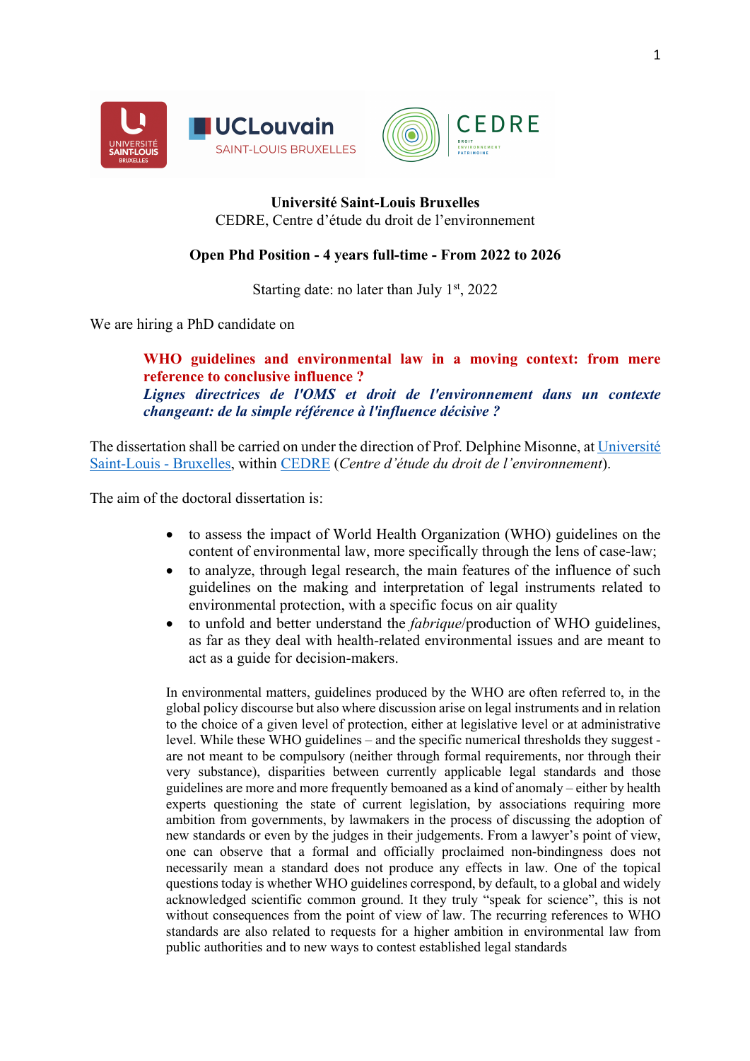**Université Saint-Louis Bruxelles**
CEDRE, Centre d'étude du droit de l'environnement

**Open Phd Position - 4 years full-time - From 2022 to 2026**

Starting date: no later than July 1st, 2022

We are hiring a PhD candidate on

> **WHO guidelines and environmental law in a moving context: from mere reference to conclusive influence ?**
> ***Lignes directrices de l'OMS et droit de l'environnement dans un contexte changeant: de la simple référence à l'influence décisive ?***

The dissertation shall be carried on under the direction of Prof. Delphine Misonne, at Université Saint-Louis - Bruxelles, within CEDRE (*Centre d'étude du droit de l'environnement*).

The aim of the doctoral dissertation is:

- to assess the impact of World Health Organization (WHO) guidelines on the content of environmental law, more specifically through the lens of case-law;
- to analyze, through legal research, the main features of the influence of such guidelines on the making and interpretation of legal instruments related to environmental protection, with a specific focus on air quality
- to unfold and better understand the *fabrique*/production of WHO guidelines, as far as they deal with health-related environmental issues and are meant to act as a guide for decision-makers.

In environmental matters, guidelines produced by the WHO are often referred to, in the global policy discourse but also where discussion arise on legal instruments and in relation to the choice of a given level of protection, either at legislative level or at administrative level. While these WHO guidelines – and the specific numerical thresholds they suggest - are not meant to be compulsory (neither through formal requirements, nor through their very substance), disparities between currently applicable legal standards and those guidelines are more and more frequently bemoaned as a kind of anomaly – either by health experts questioning the state of current legislation, by associations requiring more ambition from governments, by lawmakers in the process of discussing the adoption of new standards or even by the judges in their judgements. From a lawyer's point of view, one can observe that a formal and officially proclaimed non-bindingness does not necessarily mean a standard does not produce any effects in law. One of the topical questions today is whether WHO guidelines correspond, by default, to a global and widely acknowledged scientific common ground. It they truly "speak for science", this is not without consequences from the point of view of law. The recurring references to WHO standards are also related to requests for a higher ambition in environmental law from public authorities and to new ways to contest established legal standards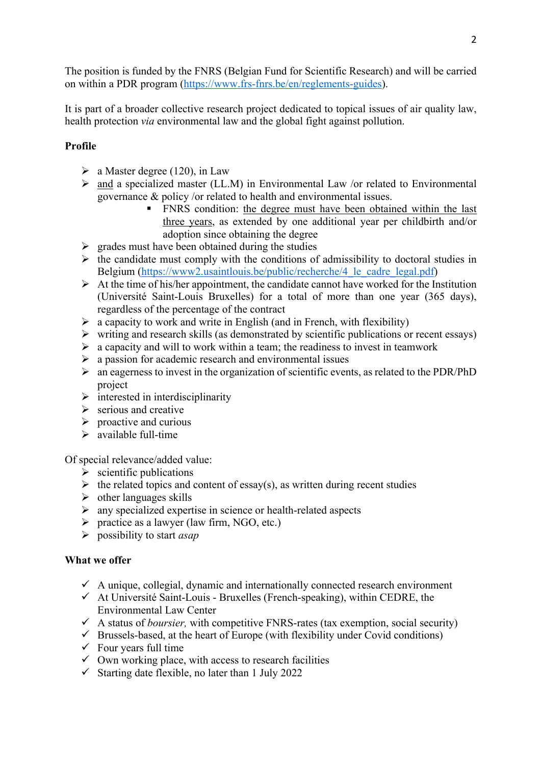The position is funded by the FNRS (Belgian Fund for Scientific Research) and will be carried on within a PDR program (https://www.frs-fnrs.be/en/reglements-guides).

It is part of a broader collective research project dedicated to topical issues of air quality law, health protection *via* environmental law and the global fight against pollution.

**Profile**

- a Master degree (120), in Law
- <u>and</u> a specialized master (LL.M) in Environmental Law /or related to Environmental governance & policy /or related to health and environmental issues.
    - FNRS condition: <u>the degree must have been obtained within the last three years</u>, as extended by one additional year per childbirth and/or adoption since obtaining the degree
- grades must have been obtained during the studies
- the candidate must comply with the conditions of admissibility to doctoral studies in Belgium (https://www2.usaintlouis.be/public/recherche/4_le_cadre_legal.pdf)
- At the time of his/her appointment, the candidate cannot have worked for the Institution (Université Saint-Louis Bruxelles) for a total of more than one year (365 days), regardless of the percentage of the contract
- a capacity to work and write in English (and in French, with flexibility)
- writing and research skills (as demonstrated by scientific publications or recent essays)
- a capacity and will to work within a team; the readiness to invest in teamwork
- a passion for academic research and environmental issues
- an eagerness to invest in the organization of scientific events, as related to the PDR/PhD project
- interested in interdisciplinarity
- serious and creative
- proactive and curious
- available full-time

Of special relevance/added value:

- scientific publications
- the related topics and content of essay(s), as written during recent studies
- other languages skills
- any specialized expertise in science or health-related aspects
- practice as a lawyer (law firm, NGO, etc.)
- possibility to start *asap*

**What we offer**

- ✓ A unique, collegial, dynamic and internationally connected research environment
- ✓ At Université Saint-Louis - Bruxelles (French-speaking), within CEDRE, the Environmental Law Center
- ✓ A status of *boursier,* with competitive FNRS-rates (tax exemption, social security)
- ✓ Brussels-based, at the heart of Europe (with flexibility under Covid conditions)
- ✓ Four years full time
- ✓ Own working place, with access to research facilities
- ✓ Starting date flexible, no later than 1 July 2022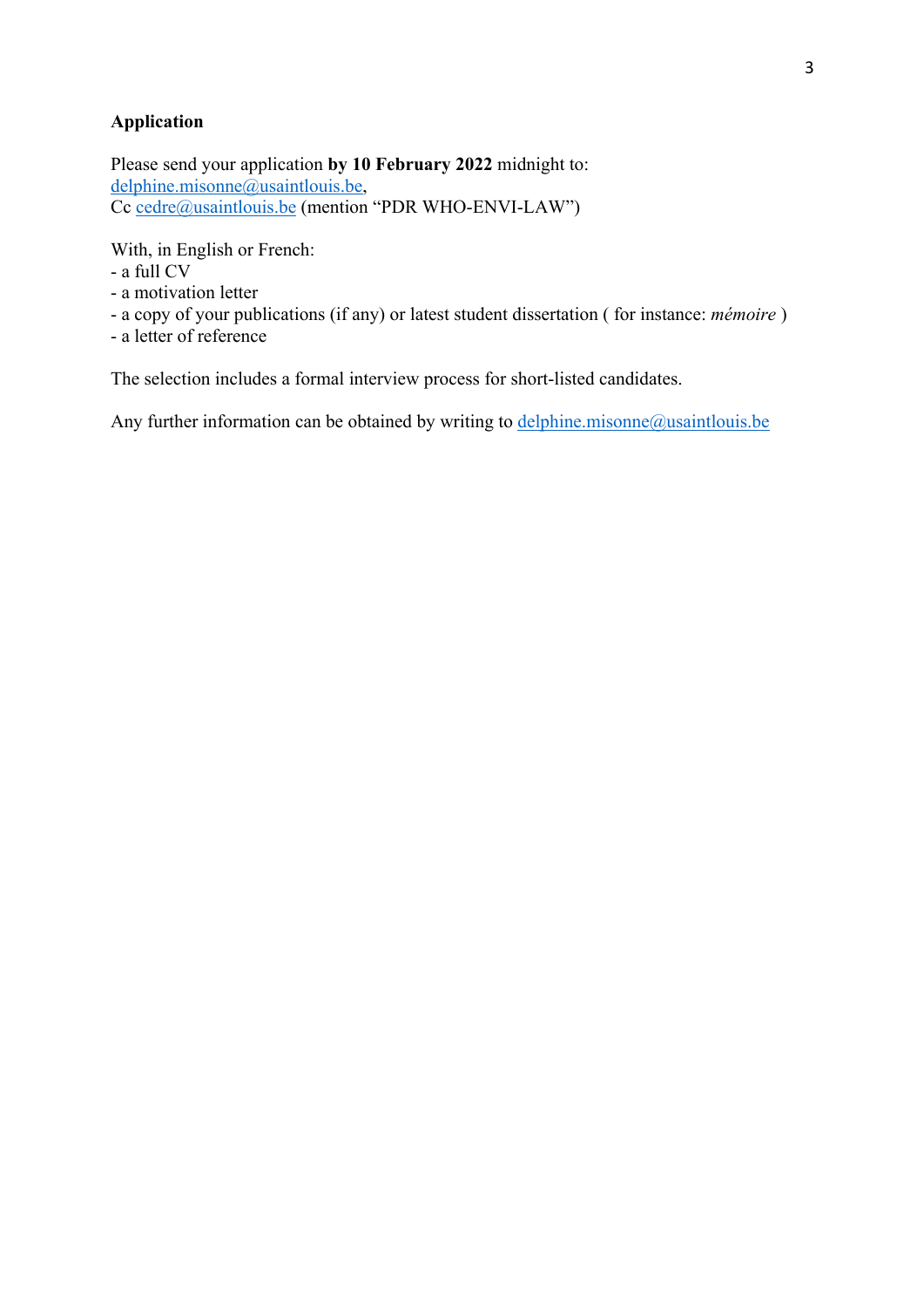**Application**

Please send your application **by 10 February 2022** midnight to:
delphine.misonne@usaintlouis.be,
Cc cedre@usaintlouis.be (mention "PDR WHO-ENVI-LAW")

With, in English or French:
- a full CV
- a motivation letter
- a copy of your publications (if any) or latest student dissertation ( for instance: *mémoire* )
- a letter of reference

The selection includes a formal interview process for short-listed candidates.

Any further information can be obtained by writing to delphine.misonne@usaintlouis.be